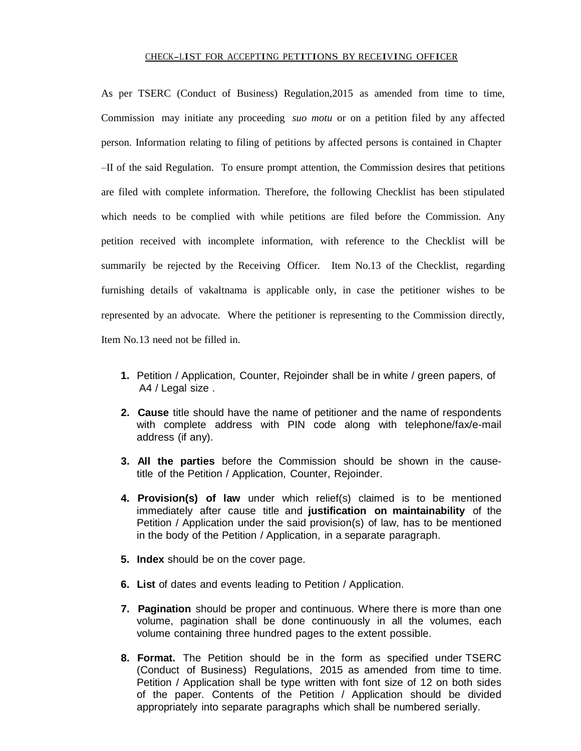# CHECK-LIST FOR ACCEPTING PETITIONS BY RECEIVING OFFICER

As per TSERC (Conduct of Business) Regulation,2015 as amended from time to time, Commission may initiate any proceeding *suo motu* or on a petition filed by any affected person. Information relating to filing of petitions by affected persons is contained in Chapter –II of the said Regulation. To ensure prompt attention, the Commission desires that petitions are filed with complete information. Therefore, the following Checklist has been stipulated which needs to be complied with while petitions are filed before the Commission. Any petition received with incomplete information, with reference to the Checklist will be summarily be rejected by the Receiving Officer. Item No.13 of the Checklist, regarding furnishing details of vakaltnama is applicable only, in case the petitioner wishes to be represented by an advocate. Where the petitioner is representing to the Commission directly, Item No.13 need not be filled in.

1. Petition / Application, Counter, Rejoinder shall be in white / green papers, of A4 / Legal size .
2. **Cause** title should have the name of petitioner and the name of respondents with complete address with PIN code along with telephone/fax/e-mail address (if any).
3. **All the parties** before the Commission should be shown in the cause-title of the Petition / Application, Counter, Rejoinder.
4. **Provision(s) of law** under which relief(s) claimed is to be mentioned immediately after cause title and **justification on maintainability** of the Petition / Application under the said provision(s) of law, has to be mentioned in the body of the Petition / Application, in a separate paragraph.
5. **Index** should be on the cover page.
6. **List** of dates and events leading to Petition / Application.
7. **Pagination** should be proper and continuous. Where there is more than one volume, pagination shall be done continuously in all the volumes, each volume containing three hundred pages to the extent possible.
8. **Format.** The Petition should be in the form as specified under TSERC (Conduct of Business) Regulations, 2015 as amended from time to time. Petition / Application shall be type written with font size of 12 on both sides of the paper. Contents of the Petition / Application should be divided appropriately into separate paragraphs which shall be numbered serially.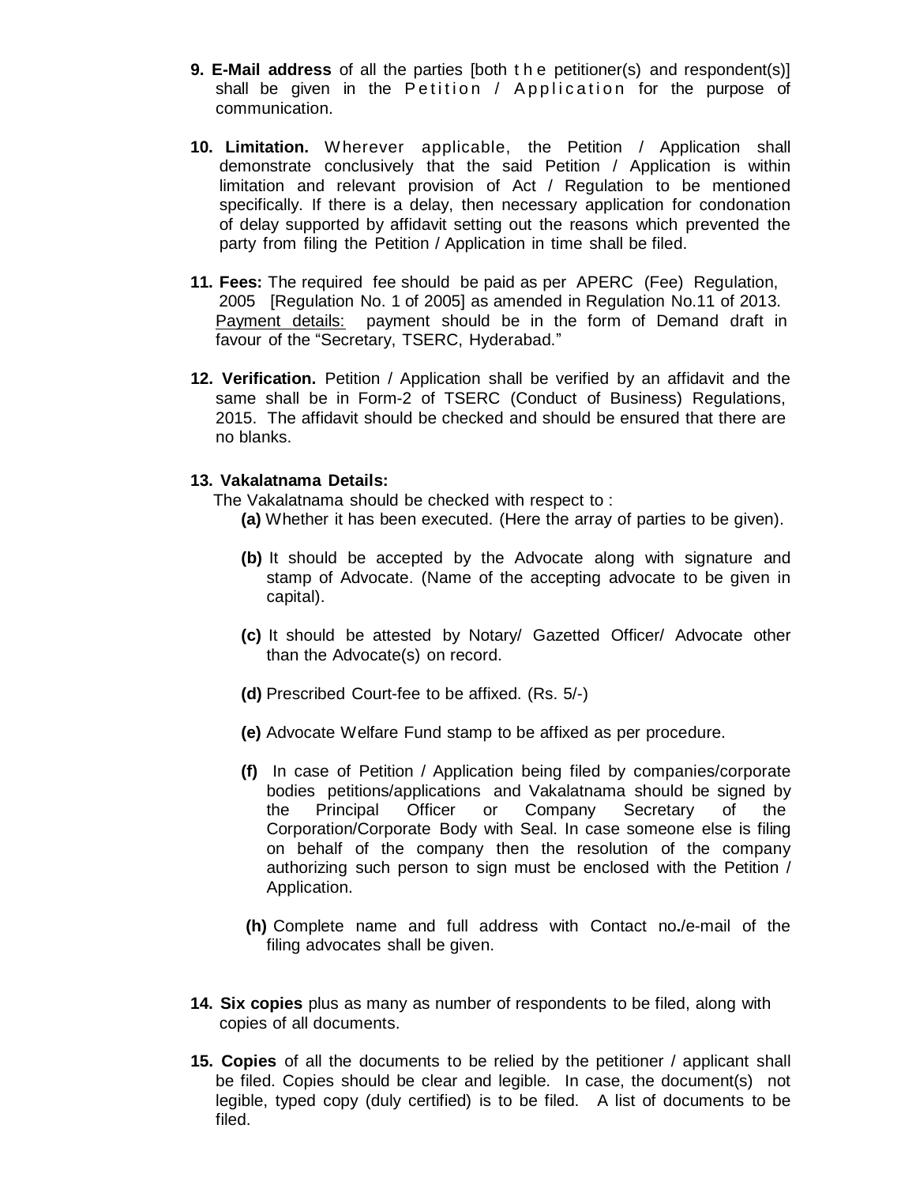**9. E-Mail address** of all the parties [both the petitioner(s) and respondent(s)] shall be given in the Petition / Application for the purpose of communication.

**10. Limitation.** Wherever applicable, the Petition / Application shall demonstrate conclusively that the said Petition / Application is within limitation and relevant provision of Act / Regulation to be mentioned specifically. If there is a delay, then necessary application for condonation of delay supported by affidavit setting out the reasons which prevented the party from filing the Petition / Application in time shall be filed.

**11. Fees:** The required fee should be paid as per APERC (Fee) Regulation, 2005 [Regulation No. 1 of 2005] as amended in Regulation No.11 of 2013. Payment details: payment should be in the form of Demand draft in favour of the "Secretary, TSERC, Hyderabad."

**12. Verification.** Petition / Application shall be verified by an affidavit and the same shall be in Form-2 of TSERC (Conduct of Business) Regulations, 2015. The affidavit should be checked and should be ensured that there are no blanks.

**13. Vakalatnama Details:**

The Vakalatnama should be checked with respect to :

**(a)** Whether it has been executed. (Here the array of parties to be given).

**(b)** It should be accepted by the Advocate along with signature and stamp of Advocate. (Name of the accepting advocate to be given in capital).

**(c)** It should be attested by Notary/ Gazetted Officer/ Advocate other than the Advocate(s) on record.

**(d)** Prescribed Court-fee to be affixed. (Rs. 5/-)

**(e)** Advocate Welfare Fund stamp to be affixed as per procedure.

**(f)** In case of Petition / Application being filed by companies/corporate bodies petitions/applications and Vakalatnama should be signed by the Principal Officer or Company Secretary of the Corporation/Corporate Body with Seal. In case someone else is filing on behalf of the company then the resolution of the company authorizing such person to sign must be enclosed with the Petition / Application.

**(h)** Complete name and full address with Contact no./e-mail of the filing advocates shall be given.

**14. Six copies** plus as many as number of respondents to be filed, along with copies of all documents.

**15. Copies** of all the documents to be relied by the petitioner / applicant shall be filed. Copies should be clear and legible. In case, the document(s) not legible, typed copy (duly certified) is to be filed. A list of documents to be filed.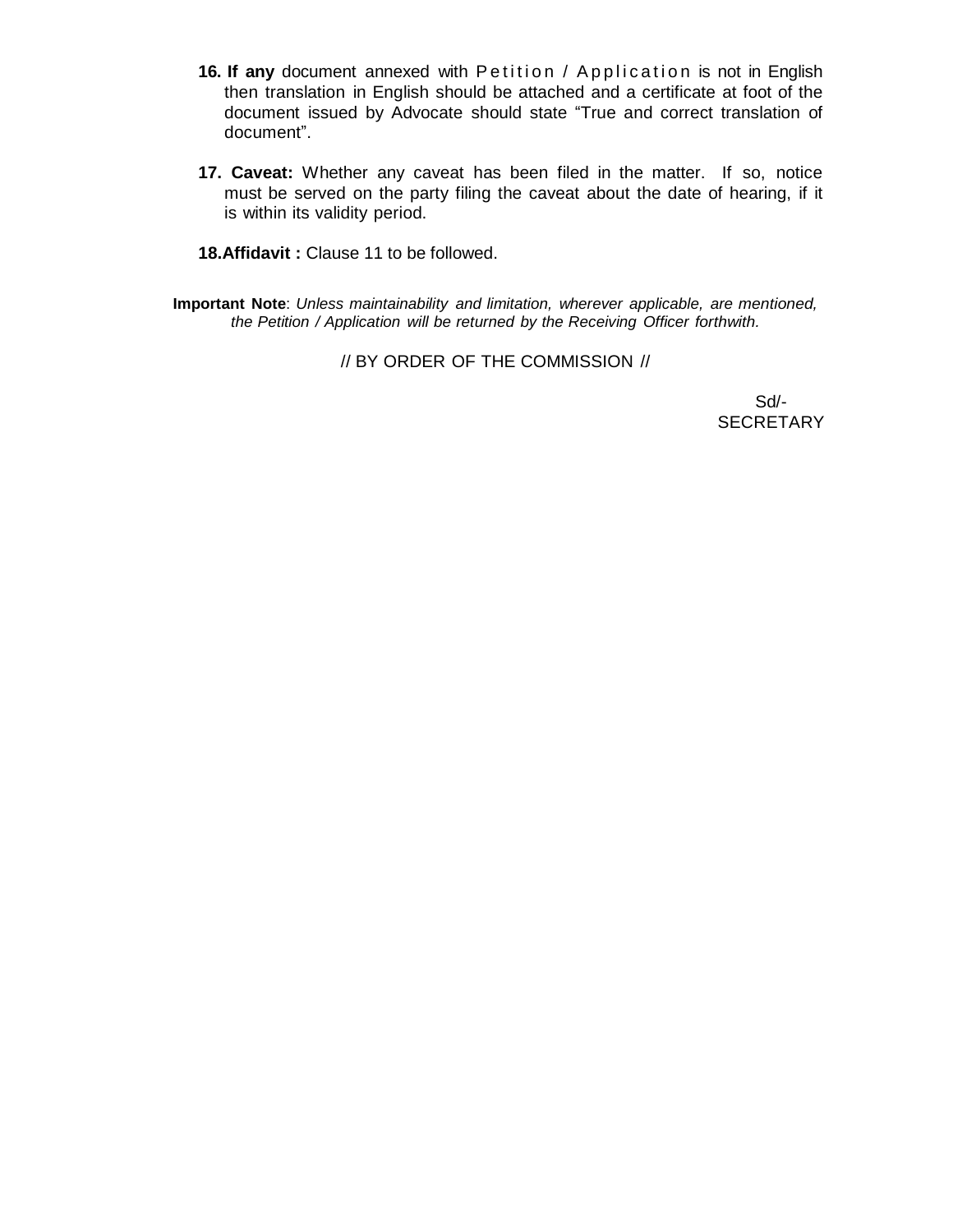16. **If any** document annexed with Petition / Application is not in English then translation in English should be attached and a certificate at foot of the document issued by Advocate should state "True and correct translation of document".

17. **Caveat:** Whether any caveat has been filed in the matter. If so, notice must be served on the party filing the caveat about the date of hearing, if it is within its validity period.

18. **Affidavit :** Clause 11 to be followed.

**Important Note**: *Unless maintainability and limitation, wherever applicable, are mentioned, the Petition / Application will be returned by the Receiving Officer forthwith.*

// BY ORDER OF THE COMMISSION //

Sd/-
SECRETARY